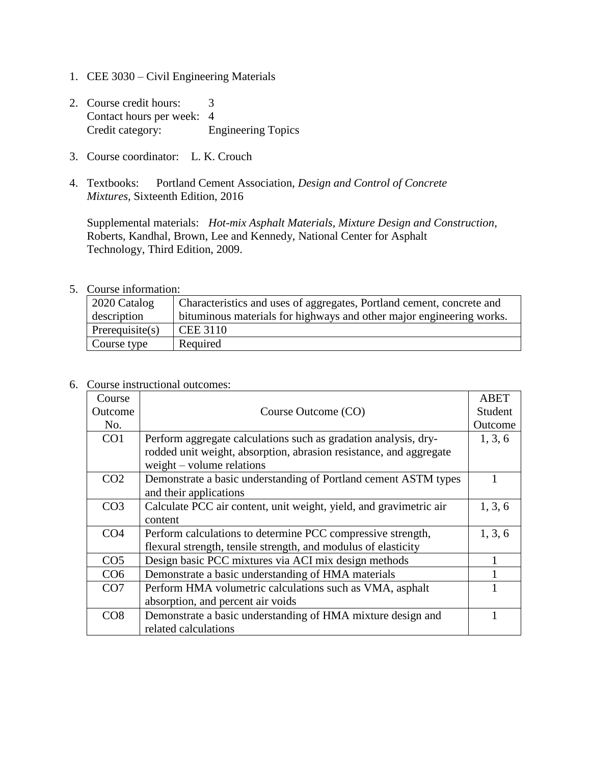1. CEE 3030 – Civil Engineering Materials

2. Course credit hours: 3
   Contact hours per week: 4
   Credit category: Engineering Topics

3. Course coordinator: L. K. Crouch

4. Textbooks: Portland Cement Association, *Design and Control of Concrete Mixtures,* Sixteenth Edition, 2016

   Supplemental materials: *Hot-mix Asphalt Materials, Mixture Design and Construction*, Roberts, Kandhal, Brown, Lee and Kennedy, National Center for Asphalt Technology, Third Edition, 2009.

5. Course information:

| 2020 Catalog description | Characteristics and uses of aggregates, Portland cement, concrete and bituminous materials for highways and other major engineering works. |
|---|---|
| Prerequisite(s) | CEE 3110 |
| Course type | Required |

6. Course instructional outcomes:

| Course Outcome No. | Course Outcome (CO) | ABET Student Outcome |
|---|---|---|
| CO1 | Perform aggregate calculations such as gradation analysis, dry-rodded unit weight, absorption, abrasion resistance, and aggregate weight – volume relations | 1, 3, 6 |
| CO2 | Demonstrate a basic understanding of Portland cement ASTM types and their applications | 1 |
| CO3 | Calculate PCC air content, unit weight, yield, and gravimetric air content | 1, 3, 6 |
| CO4 | Perform calculations to determine PCC compressive strength, flexural strength, tensile strength, and modulus of elasticity | 1, 3, 6 |
| CO5 | Design basic PCC mixtures via ACI mix design methods | 1 |
| CO6 | Demonstrate a basic understanding of HMA materials | 1 |
| CO7 | Perform HMA volumetric calculations such as VMA, asphalt absorption, and percent air voids | 1 |
| CO8 | Demonstrate a basic understanding of HMA mixture design and related calculations | 1 |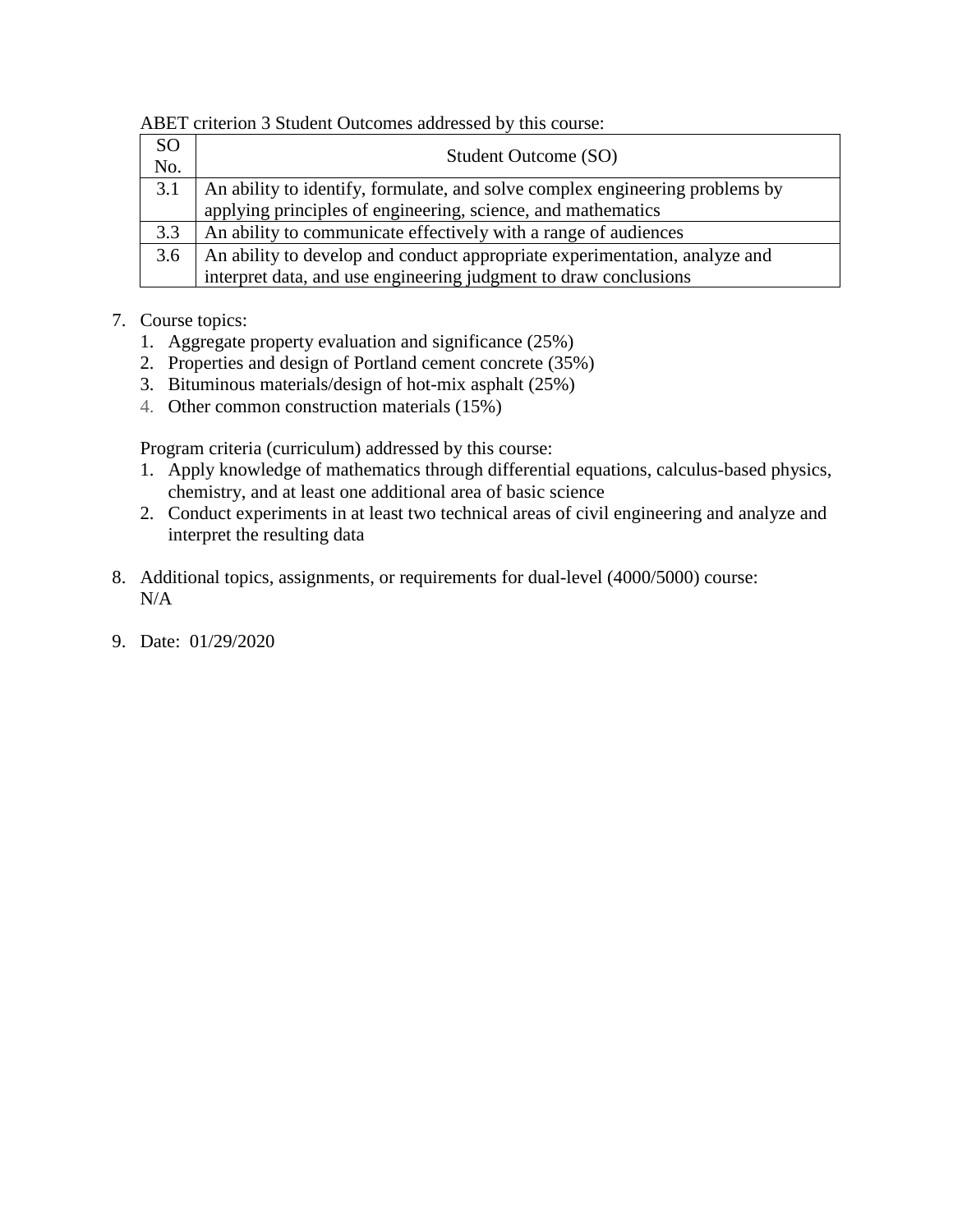ABET criterion 3 Student Outcomes addressed by this course:

| SO No. | Student Outcome (SO) |
|---|---|
| 3.1 | An ability to identify, formulate, and solve complex engineering problems by applying principles of engineering, science, and mathematics |
| 3.3 | An ability to communicate effectively with a range of audiences |
| 3.6 | An ability to develop and conduct appropriate experimentation, analyze and interpret data, and use engineering judgment to draw conclusions |

7. Course topics:
   1. Aggregate property evaluation and significance (25%)
   2. Properties and design of Portland cement concrete (35%)
   3. Bituminous materials/design of hot-mix asphalt (25%)
   4. Other common construction materials (15%)

   Program criteria (curriculum) addressed by this course:
   1. Apply knowledge of mathematics through differential equations, calculus-based physics, chemistry, and at least one additional area of basic science
   2. Conduct experiments in at least two technical areas of civil engineering and analyze and interpret the resulting data

8. Additional topics, assignments, or requirements for dual-level (4000/5000) course:
   N/A

9. Date: 01/29/2020